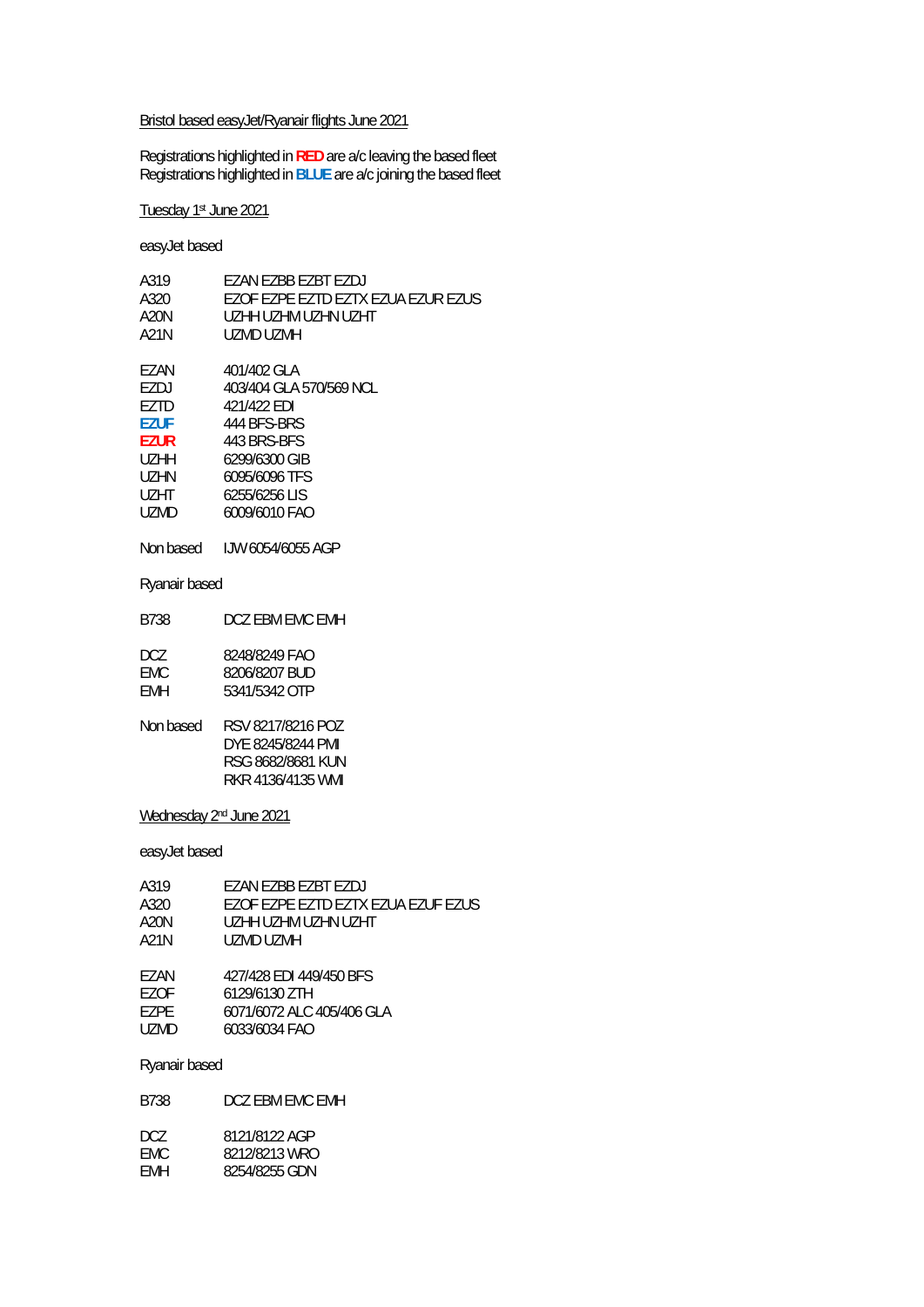Bristol based easyJet/Ryanair flights June 2021

Registrations highlighted in **RED** are a/c leaving the based fleet
Registrations highlighted in **BLUE** are a/c joining the based fleet

Tuesday 1st June 2021

easyJet based

| | |
|---|---|
| A319 | EZAN EZBB EZBT EZDJ |
| A320 | EZOF EZPE EZTD EZTX EZUA EZUR EZUS |
| A20N | UZHH UZHM UZHN UZHT |
| A21N | UZMD UZMH |

| | |
|---|---|
| EZAN | 401/402 GLA |
| EZDJ | 403/404 GLA 570/569 NCL |
| EZTD | 421/422 EDI |
| **EZUF** | 444 BFS-BRS |
| **EZUR** | 443 BRS-BFS |
| UZHH | 6299/6300 GIB |
| UZHN | 6095/6096 TFS |
| UZHT | 6255/6256 LIS |
| UZMD | 6009/6010 FAO |

Non based IJW 6054/6055 AGP

Ryanair based

| | |
|---|---|
| B738 | DCZ EBM EMC EMH |

| | |
|---|---|
| DCZ | 8248/8249 FAO |
| EMC | 8206/8207 BUD |
| EMH | 5341/5342 OTP |

Non based RSV 8217/8216 POZ
DYE 8245/8244 PMI
RSG 8682/8681 KUN
RKR 4136/4135 WMI

Wednesday 2nd June 2021

easyJet based

| | |
|---|---|
| A319 | EZAN EZBB EZBT EZDJ |
| A320 | EZOF EZPE EZTD EZTX EZUA EZUF EZUS |
| A20N | UZHH UZHM UZHN UZHT |
| A21N | UZMD UZMH |

| | |
|---|---|
| EZAN | 427/428 EDI 449/450 BFS |
| EZOF | 6129/6130 ZTH |
| EZPE | 6071/6072 ALC 405/406 GLA |
| UZMD | 6033/6034 FAO |

Ryanair based

| | |
|---|---|
| B738 | DCZ EBM EMC EMH |

| | |
|---|---|
| DCZ | 8121/8122 AGP |
| EMC | 8212/8213 WRO |
| EMH | 8254/8255 GDN |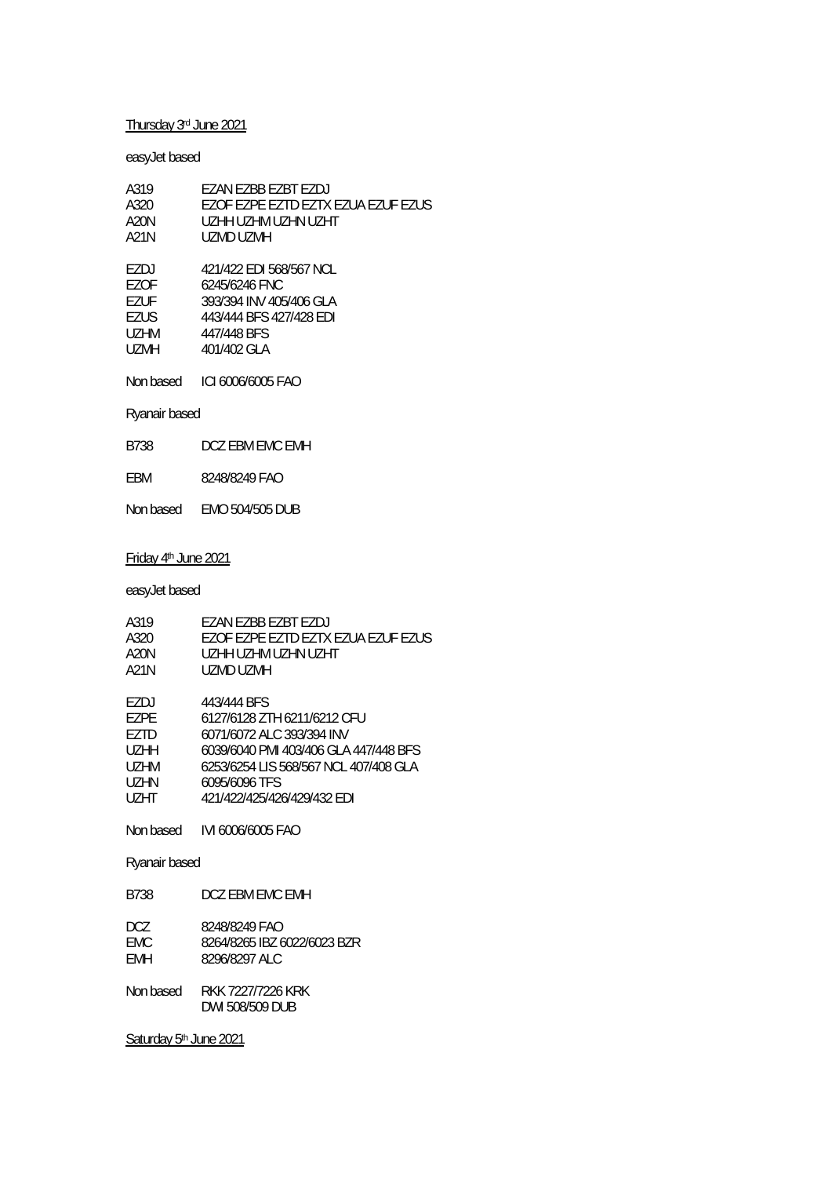Thursday 3rd June 2021

easyJet based

| | |
|---|---|
| A319 | EZAN EZBB EZBT EZDJ |
| A320 | EZOF EZPE EZTD EZTX EZUA EZUF EZUS |
| A20N | UZHH UZHM UZHN UZHT |
| A21N | UZMD UZMH |

| | |
|---|---|
| EZDJ | 421/422 EDI 568/567 NCL |
| EZOF | 6245/6246 FNC |
| EZUF | 393/394 INV 405/406 GLA |
| EZUS | 443/444 BFS 427/428 EDI |
| UZHM | 447/448 BFS |
| UZMH | 401/402 GLA |

Non based ICI 6006/6005 FAO

Ryanair based

| | |
|---|---|
| B738 | DCZ EBM EMC EMH |

| | |
|---|---|
| EBM | 8248/8249 FAO |

Non based EMO 504/505 DUB

Friday 4th June 2021

easyJet based

| | |
|---|---|
| A319 | EZAN EZBB EZBT EZDJ |
| A320 | EZOF EZPE EZTD EZTX EZUA EZUF EZUS |
| A20N | UZHH UZHM UZHN UZHT |
| A21N | UZMD UZMH |

| | |
|---|---|
| EZDJ | 443/444 BFS |
| EZPE | 6127/6128 ZTH 6211/6212 CFU |
| EZTD | 6071/6072 ALC 393/394 INV |
| UZHH | 6039/6040 PMI 403/406 GLA 447/448 BFS |
| UZHM | 6253/6254 LIS 568/567 NCL 407/408 GLA |
| UZHN | 6095/6096 TFS |
| UZHT | 421/422/425/426/429/432 EDI |

Non based IVI 6006/6005 FAO

Ryanair based

| | |
|---|---|
| B738 | DCZ EBM EMC EMH |

| | |
|---|---|
| DCZ | 8248/8249 FAO |
| EMC | 8264/8265 IBZ 6022/6023 BZR |
| EMH | 8296/8297 ALC |

Non based RKK 7227/7226 KRK
DWI 508/509 DUB

Saturday 5th June 2021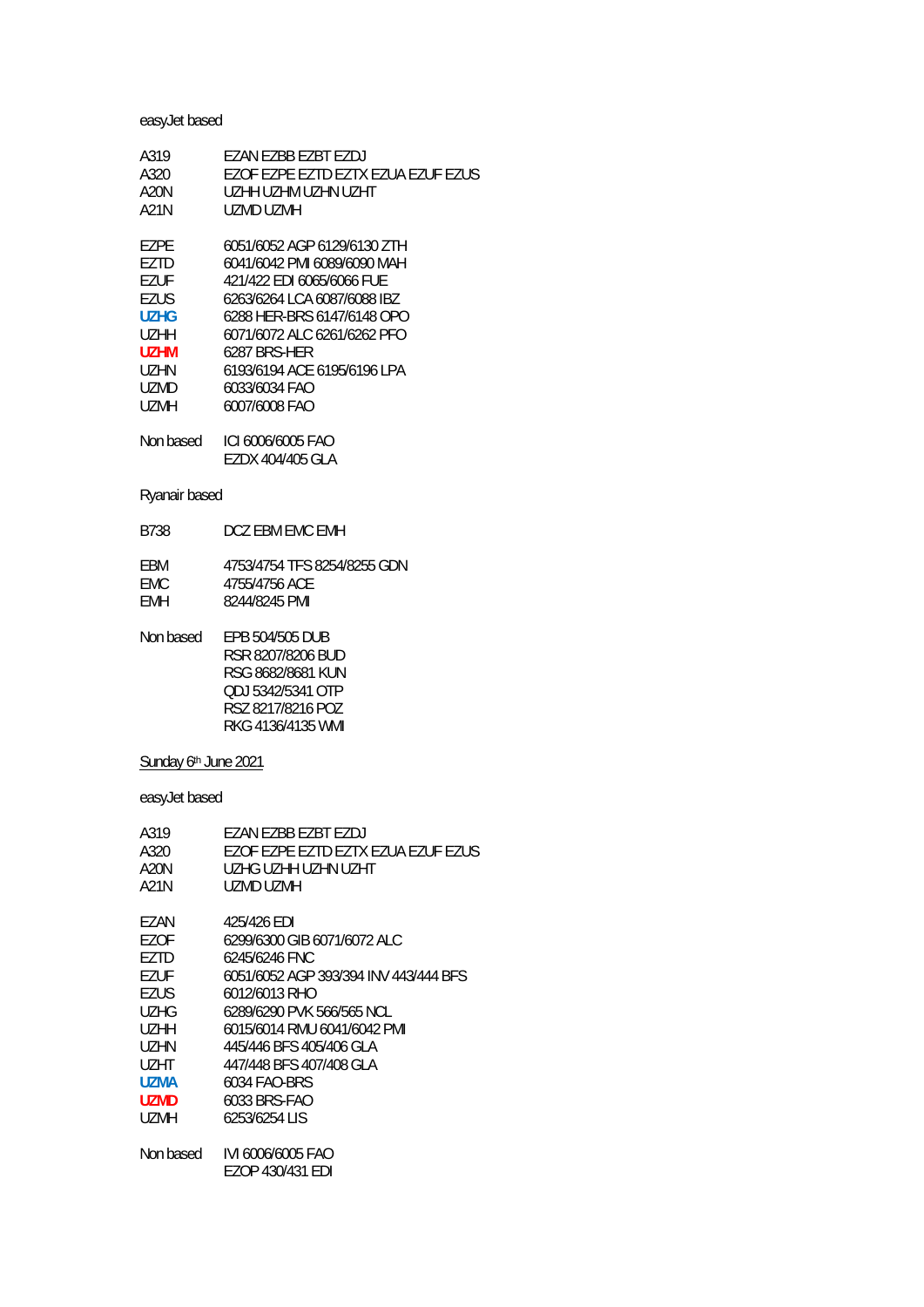easyJet based

| | |
|---|---|
| A319 | EZAN EZBB EZBT EZDJ |
| A320 | EZOF EZPE EZTD EZTX EZUA EZUF EZUS |
| A20N | UZHH UZHM UZHN UZHT |
| A21N | UZMD UZMH |

| | |
|---|---|
| EZPE | 6051/6052 AGP 6129/6130 ZTH |
| EZTD | 6041/6042 PMI 6089/6090 MAH |
| EZUF | 421/422 EDI 6065/6066 FUE |
| EZUS | 6263/6264 LCA 6087/6088 IBZ |
| **UZHG** | 6288 HER-BRS 6147/6148 OPO |
| UZHH | 6071/6072 ALC 6261/6262 PFO |
| **UZHM** | 6287 BRS-HER |
| UZHN | 6193/6194 ACE 6195/6196 LPA |
| UZMD | 6033/6034 FAO |
| UZMH | 6007/6008 FAO |

Non based ICI 6006/6005 FAO
EZDX 404/405 GLA

Ryanair based

| | |
|---|---|
| B738 | DCZ EBM EMC EMH |

| | |
|---|---|
| EBM | 4753/4754 TFS 8254/8255 GDN |
| EMC | 4755/4756 ACE |
| EMH | 8244/8245 PMI |

Non based EPB 504/505 DUB
RSR 8207/8206 BUD
RSG 8682/8681 KUN
QDJ 5342/5341 OTP
RSZ 8217/8216 POZ
RKG 4136/4135 WMI

## Sunday 6th June 2021

easyJet based

| | |
|---|---|
| A319 | EZAN EZBB EZBT EZDJ |
| A320 | EZOF EZPE EZTD EZTX EZUA EZUF EZUS |
| A20N | UZHG UZHH UZHN UZHT |
| A21N | UZMD UZMH |

| | |
|---|---|
| EZAN | 425/426 EDI |
| EZOF | 6299/6300 GIB 6071/6072 ALC |
| EZTD | 6245/6246 FNC |
| EZUF | 6051/6052 AGP 393/394 INV 443/444 BFS |
| EZUS | 6012/6013 RHO |
| UZHG | 6289/6290 PVK 566/565 NCL |
| UZHH | 6015/6014 RMU 6041/6042 PMI |
| UZHN | 445/446 BFS 405/406 GLA |
| UZHT | 447/448 BFS 407/408 GLA |
| **UZMA** | 6034 FAO-BRS |
| **UZMD** | 6033 BRS-FAO |
| UZMH | 6253/6254 LIS |

Non based IVI 6006/6005 FAO
EZOP 430/431 EDI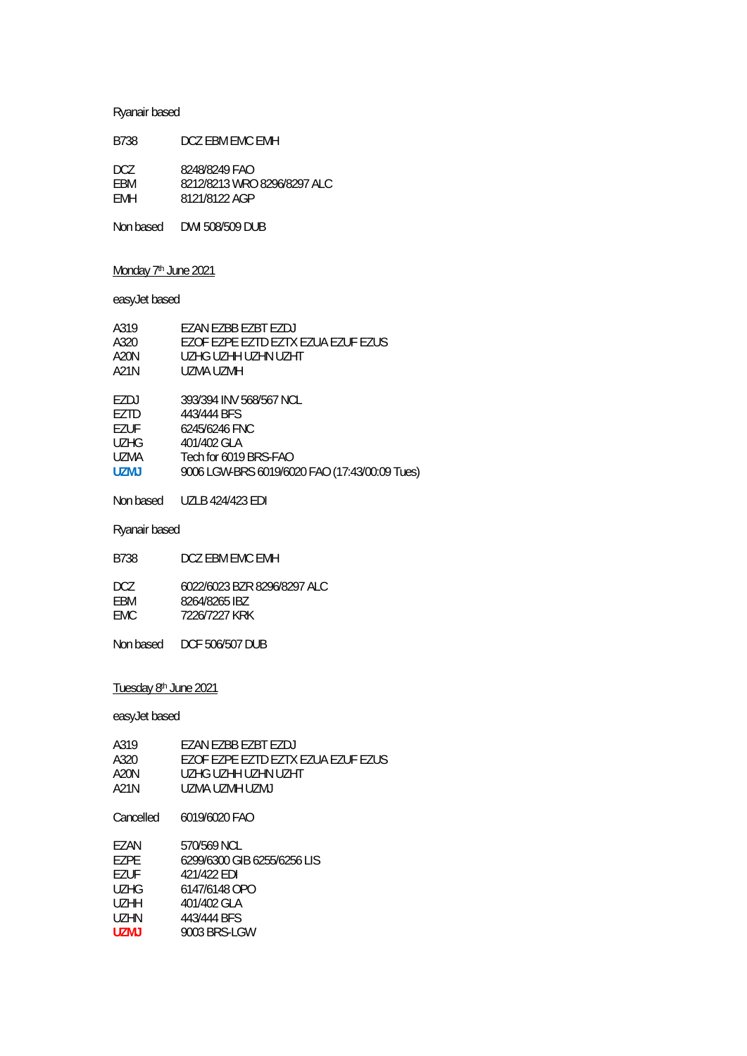Ryanair based

| | |
|---|---|
| B738 | DCZ EBM EMC EMH |

| | |
|---|---|
| DCZ | 8248/8249 FAO |
| EBM | 8212/8213 WRO 8296/8297 ALC |
| EMH | 8121/8122 AGP |

Non based DWI 508/509 DUB

Monday 7th June 2021

easyJet based

| | |
|---|---|
| A319 | EZAN EZBB EZBT EZDJ |
| A320 | EZOF EZPE EZTD EZTX EZUA EZUF EZUS |
| A20N | UZHG UZHH UZHN UZHT |
| A21N | UZMA UZMH |

| | |
|---|---|
| EZDJ | 393/394 INV 568/567 NCL |
| EZTD | 443/444 BFS |
| EZUF | 6245/6246 FNC |
| UZHG | 401/402 GLA |
| UZMA | Tech for 6019 BRS-FAO |
| **UZMJ** | 9006 LGW-BRS 6019/6020 FAO (17:43/00:09 Tues) |

Non based UZLB 424/423 EDI

Ryanair based

| | |
|---|---|
| B738 | DCZ EBM EMC EMH |

| | |
|---|---|
| DCZ | 6022/6023 BZR 8296/8297 ALC |
| EBM | 8264/8265 IBZ |
| EMC | 7226/7227 KRK |

Non based DCF 506/507 DUB

Tuesday 8th June 2021

easyJet based

| | |
|---|---|
| A319 | EZAN EZBB EZBT EZDJ |
| A320 | EZOF EZPE EZTD EZTX EZUA EZUF EZUS |
| A20N | UZHG UZHH UZHN UZHT |
| A21N | UZMA UZMH UZMJ |

Cancelled 6019/6020 FAO

| | |
|---|---|
| EZAN | 570/569 NCL |
| EZPE | 6299/6300 GIB 6255/6256 LIS |
| EZUF | 421/422 EDI |
| UZHG | 6147/6148 OPO |
| UZHH | 401/402 GLA |
| UZHN | 443/444 BFS |
| **UZMJ** | 9003 BRS-LGW |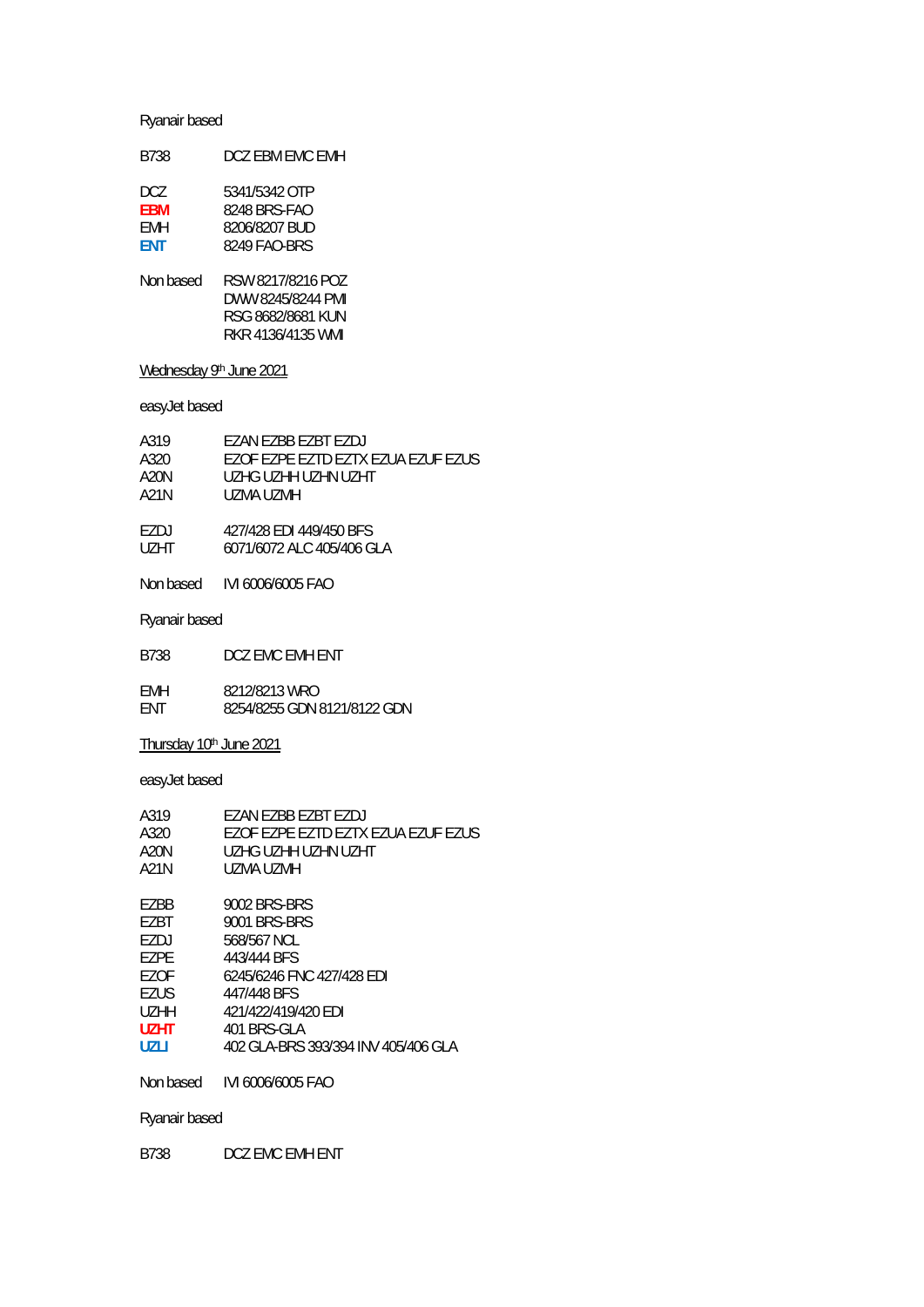Ryanair based

| | |
|---|---|
| B738 | DCZ EBM EMC EMH |

| | |
|---|---|
| DCZ | 5341/5342 OTP |
| **EBM** | 8248 BRS-FAO |
| EMH | 8206/8207 BUD |
| **ENT** | 8249 FAO-BRS |

| | |
|---|---|
| Non based | RSW 8217/8216 POZ |
| | DWW 8245/8244 PMI |
| | RSG 8682/8681 KUN |
| | RKR 4136/4135 WMI |

Wednesday 9th June 2021

easyJet based

| | |
|---|---|
| A319 | EZAN EZBB EZBT EZDJ |
| A320 | EZOF EZPE EZTD EZTX EZUA EZUF EZUS |
| A20N | UZHG UZHH UZHN UZHT |
| A21N | UZMA UZMH |

| | |
|---|---|
| EZDJ | 427/428 EDI 449/450 BFS |
| UZHT | 6071/6072 ALC 405/406 GLA |

| | |
|---|---|
| Non based | IVI 6006/6005 FAO |

Ryanair based

| | |
|---|---|
| B738 | DCZ EMC EMH ENT |

| | |
|---|---|
| EMH | 8212/8213 WRO |
| ENT | 8254/8255 GDN 8121/8122 GDN |

Thursday 10th June 2021

easyJet based

| | |
|---|---|
| A319 | EZAN EZBB EZBT EZDJ |
| A320 | EZOF EZPE EZTD EZTX EZUA EZUF EZUS |
| A20N | UZHG UZHH UZHN UZHT |
| A21N | UZMA UZMH |

| | |
|---|---|
| EZBB | 9002 BRS-BRS |
| EZBT | 9001 BRS-BRS |
| EZDJ | 568/567 NCL |
| EZPE | 443/444 BFS |
| EZOF | 6245/6246 FNC 427/428 EDI |
| EZUS | 447/448 BFS |
| UZHH | 421/422/419/420 EDI |
| **UZHT** | 401 BRS-GLA |
| **UZLI** | 402 GLA-BRS 393/394 INV 405/406 GLA |

| | |
|---|---|
| Non based | IVI 6006/6005 FAO |

Ryanair based

| | |
|---|---|
| B738 | DCZ EMC EMH ENT |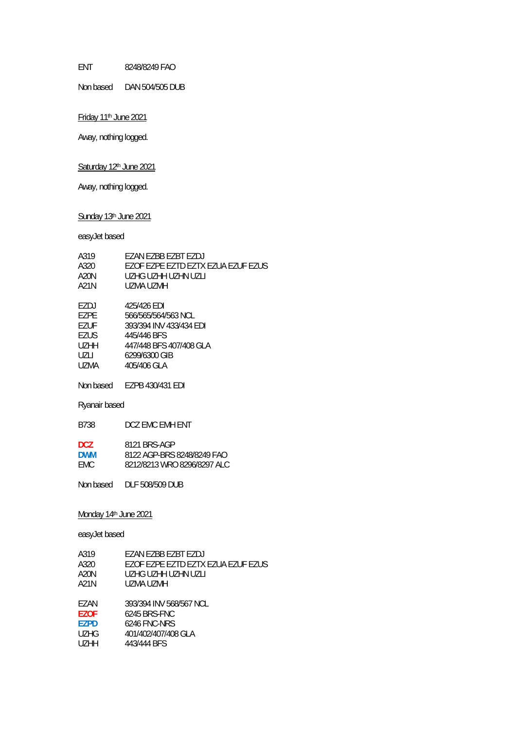| | |
|---|---|
| ENT | 8248/8249 FAO |

Non based DAN 504/505 DUB

Friday 11th June 2021

Away, nothing logged.

Saturday 12th June 2021

Away, nothing logged.

Sunday 13th June 2021

easyJet based

| | |
|---|---|
| A319 | EZAN EZBB EZBT EZDJ |
| A320 | EZOF EZPE EZTD EZTX EZUA EZUF EZUS |
| A20N | UZHG UZHH UZHN UZLI |
| A21N | UZMA UZMH |

| | |
|---|---|
| EZDJ | 425/426 EDI |
| EZPE | 566/565/564/563 NCL |
| EZUF | 393/394 INV 433/434 EDI |
| EZUS | 445/446 BFS |
| UZHH | 447/448 BFS 407/408 GLA |
| UZLI | 6299/6300 GIB |
| UZMA | 405/406 GLA |

Non based EZPB 430/431 EDI

Ryanair based

| | |
|---|---|
| B738 | DCZ EMC EMH ENT |

| | |
|---|---|
| **DCZ** | 8121 BRS-AGP |
| **DWM** | 8122 AGP-BRS 8248/8249 FAO |
| EMC | 8212/8213 WRO 8296/8297 ALC |

Non based DLF 508/509 DUB

Monday 14th June 2021

easyJet based

| | |
|---|---|
| A319 | EZAN EZBB EZBT EZDJ |
| A320 | EZOF EZPE EZTD EZTX EZUA EZUF EZUS |
| A20N | UZHG UZHH UZHN UZLI |
| A21N | UZMA UZMH |

| | |
|---|---|
| EZAN | 393/394 INV 568/567 NCL |
| **EZOF** | 6245 BRS-FNC |
| **EZPD** | 6246 FNC-NRS |
| UZHG | 401/402/407/408 GLA |
| UZHH | 443/444 BFS |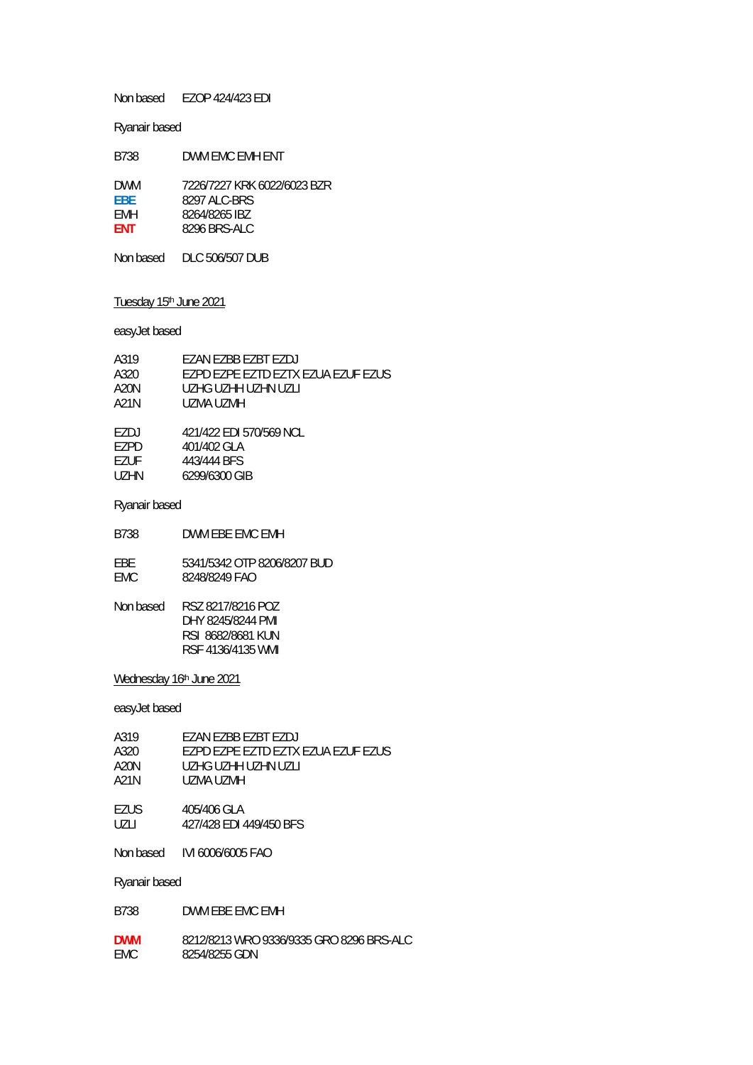Non based EZOP 424/423 EDI

Ryanair based

| | |
|---|---|
| B738 | DWM EMC EMH ENT |

| | |
|---|---|
| DWM | 7226/7227 KRK 6022/6023 BZR |
| **EBE** | 8297 ALC-BRS |
| EMH | 8264/8265 IBZ |
| **ENT** | 8296 BRS-ALC |

Non based DLC 506/507 DUB

Tuesday 15[th] June 2021

easyJet based

| | |
|---|---|
| A319 | EZAN EZBB EZBT EZDJ |
| A320 | EZPD EZPE EZTD EZTX EZUA EZUF EZUS |
| A20N | UZHG UZHH UZHN UZLI |
| A21N | UZMA UZMH |

| | |
|---|---|
| EZDJ | 421/422 EDI 570/569 NCL |
| EZPD | 401/402 GLA |
| EZUF | 443/444 BFS |
| UZHN | 6299/6300 GIB |

Ryanair based

| | |
|---|---|
| B738 | DWM EBE EMC EMH |

| | |
|---|---|
| EBE | 5341/5342 OTP 8206/8207 BUD |
| EMC | 8248/8249 FAO |

Non based RSZ 8217/8216 POZ
DHY 8245/8244 PMI
RSI 8682/8681 KUN
RSF 4136/4135 WMI

Wednesday 16[th] June 2021

easyJet based

| | |
|---|---|
| A319 | EZAN EZBB EZBT EZDJ |
| A320 | EZPD EZPE EZTD EZTX EZUA EZUF EZUS |
| A20N | UZHG UZHH UZHN UZLI |
| A21N | UZMA UZMH |

| | |
|---|---|
| EZUS | 405/406 GLA |
| UZLI | 427/428 EDI 449/450 BFS |

Non based IVI 6006/6005 FAO

Ryanair based

| | |
|---|---|
| B738 | DWM EBE EMC EMH |

| | |
|---|---|
| **DWM** | 8212/8213 WRO 9336/9335 GRO 8296 BRS-ALC |
| EMC | 8254/8255 GDN |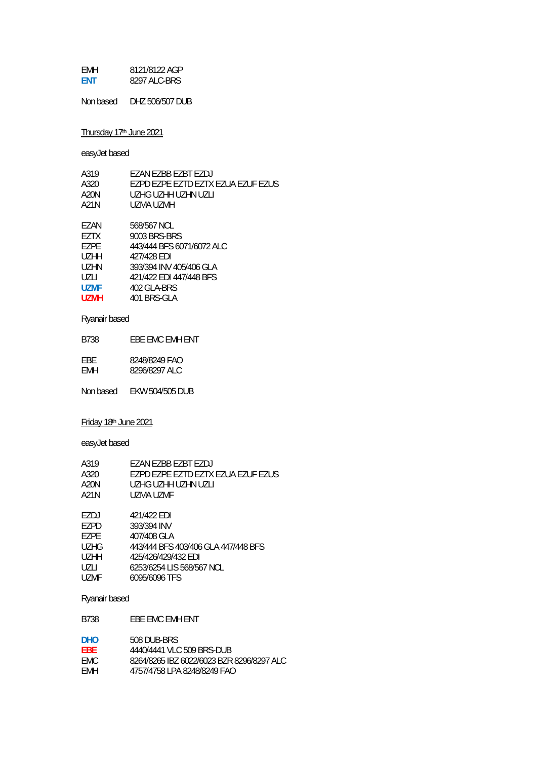| | |
|---|---|
| EMH | 8121/8122 AGP |
| **ENT** | 8297 ALC-BRS |

Non based DHZ 506/507 DUB

Thursday 17th June 2021

easyJet based

| | |
|---|---|
| A319 | EZAN EZBB EZBT EZDJ |
| A320 | EZPD EZPE EZTD EZTX EZUA EZUF EZUS |
| A20N | UZHG UZHH UZHN UZLI |
| A21N | UZMA UZMH |

| | |
|---|---|
| EZAN | 568/567 NCL |
| EZTX | 9003 BRS-BRS |
| EZPE | 443/444 BFS 6071/6072 ALC |
| UZHH | 427/428 EDI |
| UZHN | 393/394 INV 405/406 GLA |
| UZLI | 421/422 EDI 447/448 BFS |
| **UZMF** | 402 GLA-BRS |
| **UZMH** | 401 BRS-GLA |

Ryanair based

| | |
|---|---|
| B738 | EBE EMC EMH ENT |

| | |
|---|---|
| EBE | 8248/8249 FAO |
| EMH | 8296/8297 ALC |

Non based EKW 504/505 DUB

Friday 18th June 2021

easyJet based

| | |
|---|---|
| A319 | EZAN EZBB EZBT EZDJ |
| A320 | EZPD EZPE EZTD EZTX EZUA EZUF EZUS |
| A20N | UZHG UZHH UZHN UZLI |
| A21N | UZMA UZMF |

| | |
|---|---|
| EZDJ | 421/422 EDI |
| EZPD | 393/394 INV |
| EZPE | 407/408 GLA |
| UZHG | 443/444 BFS 403/406 GLA 447/448 BFS |
| UZHH | 425/426/429/432 EDI |
| UZLI | 6253/6254 LIS 568/567 NCL |
| UZMF | 6095/6096 TFS |

Ryanair based

| | |
|---|---|
| B738 | EBE EMC EMH ENT |

| | |
|---|---|
| **DHO** | 508 DUB-BRS |
| **EBE** | 4440/4441 VLC 509 BRS-DUB |
| EMC | 8264/8265 IBZ 6022/6023 BZR 8296/8297 ALC |
| EMH | 4757/4758 LPA 8248/8249 FAO |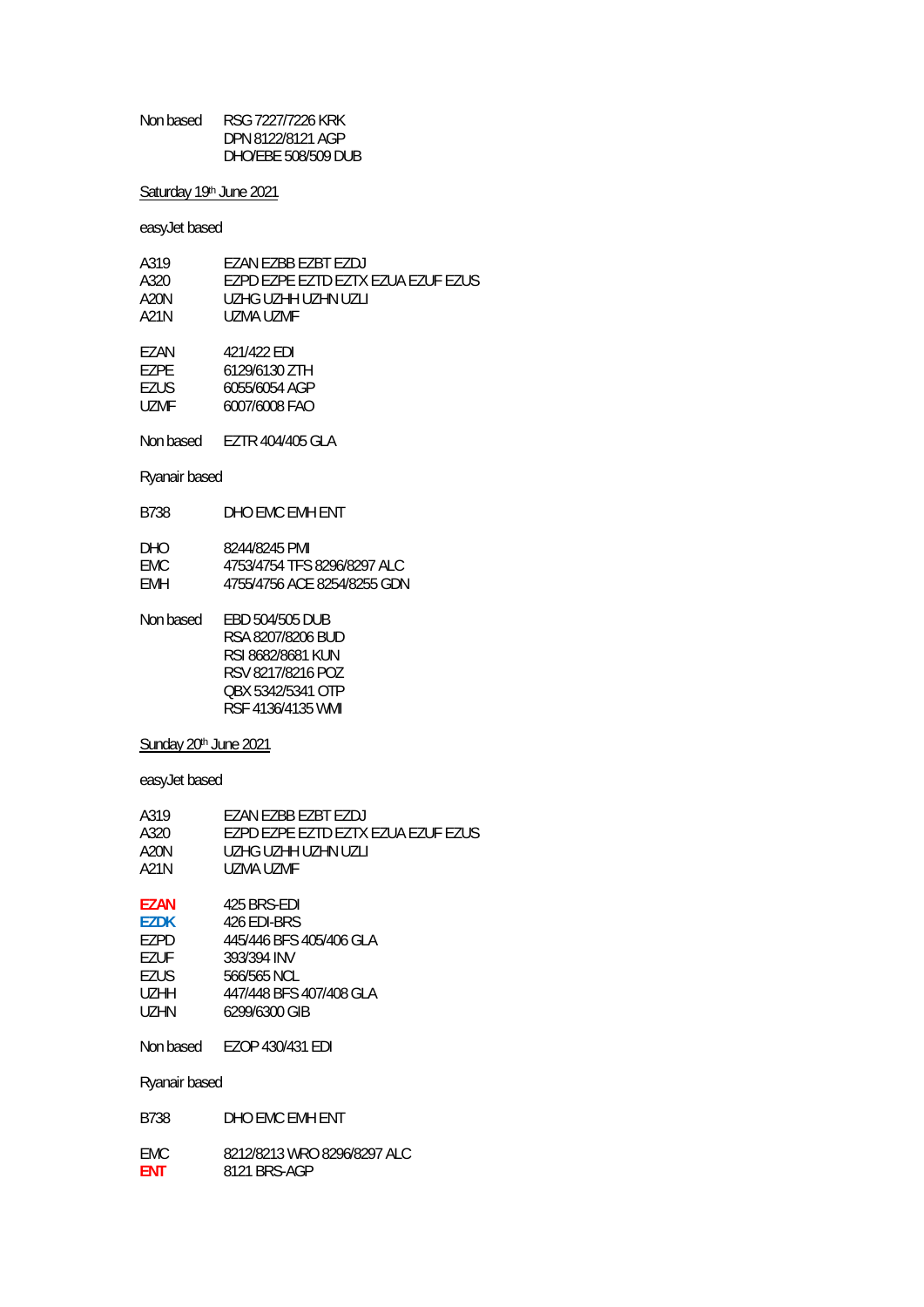| | |
|---|---|
| Non based | RSG 7227/7226 KRK |
| | DPN 8122/8121 AGP |
| | DHO/EBE 508/509 DUB |

Saturday 19th June 2021

easyJet based

| | |
|---|---|
| A319 | EZAN EZBB EZBT EZDJ |
| A320 | EZPD EZPE EZTD EZTX EZUA EZUF EZUS |
| A20N | UZHG UZHH UZHN UZLI |
| A21N | UZMA UZMF |

| | |
|---|---|
| EZAN | 421/422 EDI |
| EZPE | 6129/6130 ZTH |
| EZUS | 6055/6054 AGP |
| UZMF | 6007/6008 FAO |

| | |
|---|---|
| Non based | EZTR 404/405 GLA |

Ryanair based

| | |
|---|---|
| B738 | DHO EMC EMH ENT |

| | |
|---|---|
| DHO | 8244/8245 PMI |
| EMC | 4753/4754 TFS 8296/8297 ALC |
| EMH | 4755/4756 ACE 8254/8255 GDN |

| | |
|---|---|
| Non based | EBD 504/505 DUB |
| | RSA 8207/8206 BUD |
| | RSI 8682/8681 KUN |
| | RSV 8217/8216 POZ |
| | QBX 5342/5341 OTP |
| | RSF 4136/4135 WMI |

Sunday 20th June 2021

easyJet based

| | |
|---|---|
| A319 | EZAN EZBB EZBT EZDJ |
| A320 | EZPD EZPE EZTD EZTX EZUA EZUF EZUS |
| A20N | UZHG UZHH UZHN UZLI |
| A21N | UZMA UZMF |

| | |
|---|---|
| **EZAN** | 425 BRS-EDI |
| **EZDK** | 426 EDI-BRS |
| EZPD | 445/446 BFS 405/406 GLA |
| EZUF | 393/394 INV |
| EZUS | 566/565 NCL |
| UZHH | 447/448 BFS 407/408 GLA |
| UZHN | 6299/6300 GIB |

| | |
|---|---|
| Non based | EZOP 430/431 EDI |

Ryanair based

| | |
|---|---|
| B738 | DHO EMC EMH ENT |

| | |
|---|---|
| EMC | 8212/8213 WRO 8296/8297 ALC |
| **ENT** | 8121 BRS-AGP |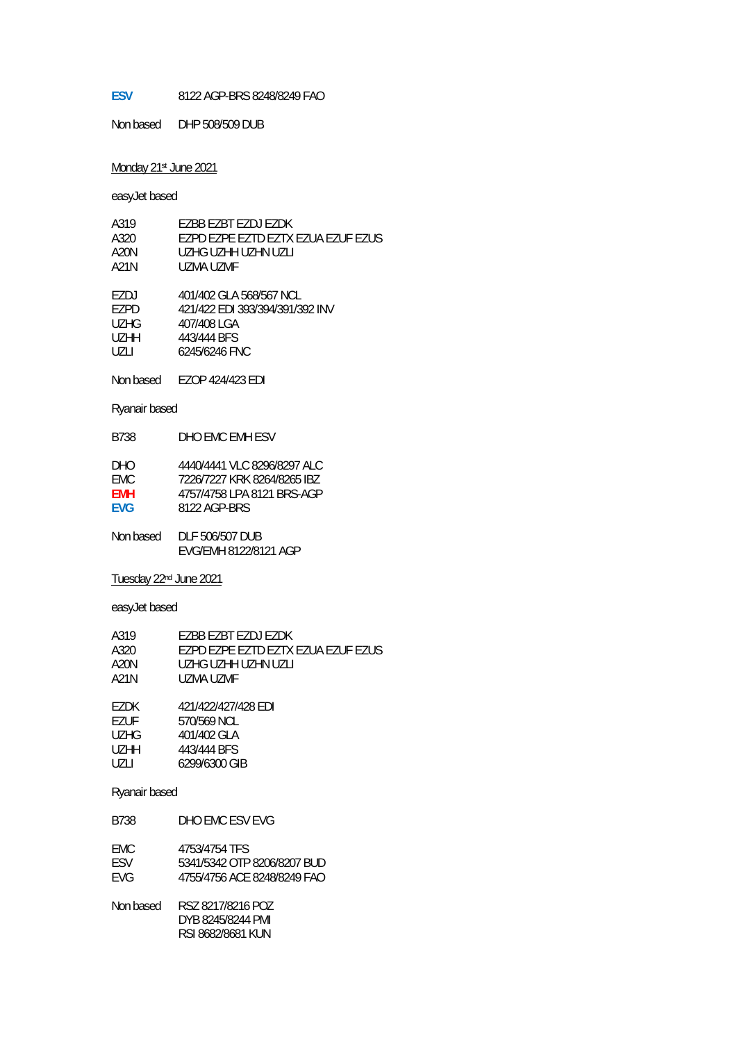**ESV** 8122 AGP-BRS 8248/8249 FAO

Non based DHP 508/509 DUB

Monday 21st June 2021

easyJet based

| | |
|---|---|
| A319 | EZBB EZBT EZDJ EZDK |
| A320 | EZPD EZPE EZTD EZTX EZUA EZUF EZUS |
| A20N | UZHG UZHH UZHN UZLI |
| A21N | UZMA UZMF |

| | |
|---|---|
| EZDJ | 401/402 GLA 568/567 NCL |
| EZPD | 421/422 EDI 393/394/391/392 INV |
| UZHG | 407/408 LGA |
| UZHH | 443/444 BFS |
| UZLI | 6245/6246 FNC |

Non based EZOP 424/423 EDI

Ryanair based

B738 DHO EMC EMH ESV

| | |
|---|---|
| DHO | 4440/4441 VLC 8296/8297 ALC |
| EMC | 7226/7227 KRK 8264/8265 IBZ |
| **EMH** | 4757/4758 LPA 8121 BRS-AGP |
| **EVG** | 8122 AGP-BRS |

Non based DLF 506/507 DUB
EVG/EMH 8122/8121 AGP

Tuesday 22nd June 2021

easyJet based

| | |
|---|---|
| A319 | EZBB EZBT EZDJ EZDK |
| A320 | EZPD EZPE EZTD EZTX EZUA EZUF EZUS |
| A20N | UZHG UZHH UZHN UZLI |
| A21N | UZMA UZMF |

| | |
|---|---|
| EZDK | 421/422/427/428 EDI |
| EZUF | 570/569 NCL |
| UZHG | 401/402 GLA |
| UZHH | 443/444 BFS |
| UZLI | 6299/6300 GIB |

Ryanair based

B738 DHO EMC ESV EVG

| | |
|---|---|
| EMC | 4753/4754 TFS |
| ESV | 5341/5342 OTP 8206/8207 BUD |
| EVG | 4755/4756 ACE 8248/8249 FAO |

Non based RSZ 8217/8216 POZ
DYB 8245/8244 PMI
RSI 8682/8681 KUN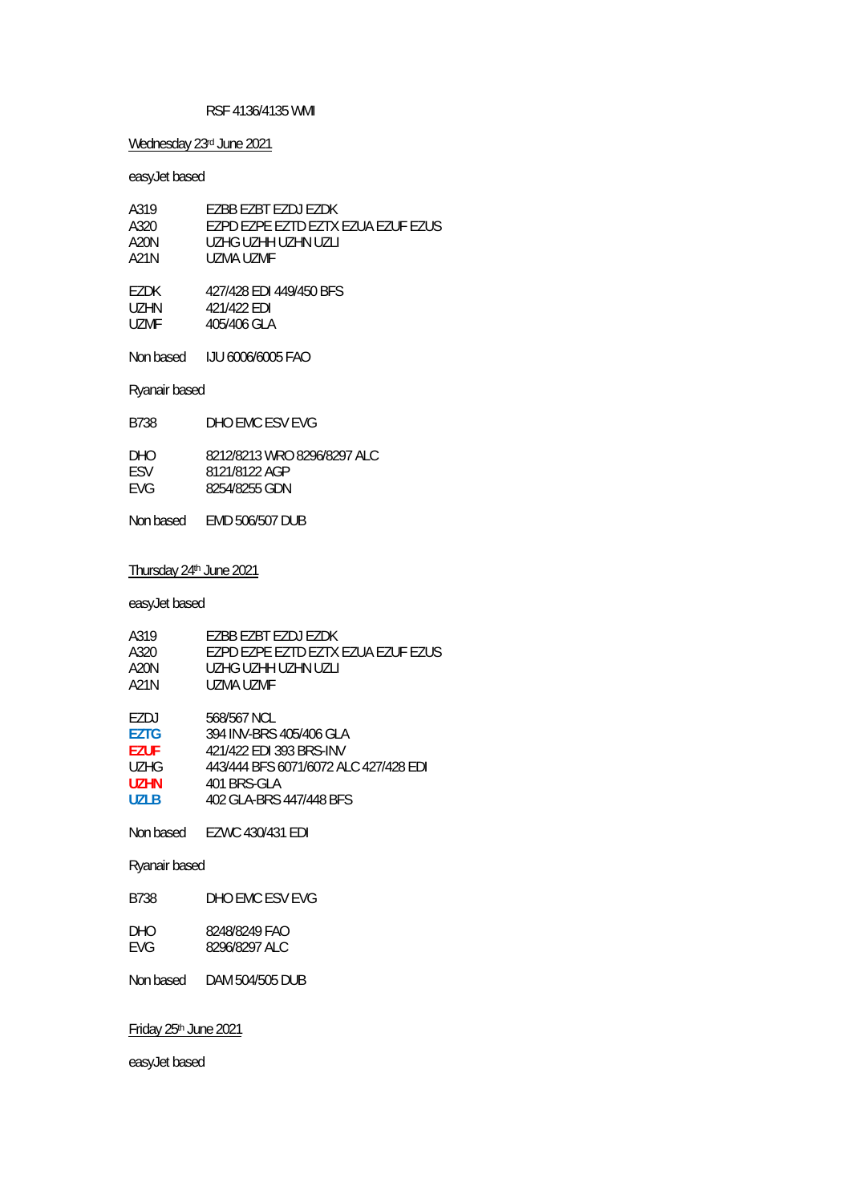RSF 4136/4135 WMI

Wednesday 23rd June 2021

easyJet based

| | |
|---|---|
| A319 | EZBB EZBT EZDJ EZDK |
| A320 | EZPD EZPE EZTD EZTX EZUA EZUF EZUS |
| A20N | UZHG UZHH UZHN UZLI |
| A21N | UZMA UZMF |

| | |
|---|---|
| EZDK | 427/428 EDI 449/450 BFS |
| UZHN | 421/422 EDI |
| UZMF | 405/406 GLA |

Non based IJU 6006/6005 FAO

Ryanair based

| | |
|---|---|
| B738 | DHO EMC ESV EVG |

| | |
|---|---|
| DHO | 8212/8213 WRO 8296/8297 ALC |
| ESV | 8121/8122 AGP |
| EVG | 8254/8255 GDN |

Non based EMD 506/507 DUB

Thursday 24th June 2021

easyJet based

| | |
|---|---|
| A319 | EZBB EZBT EZDJ EZDK |
| A320 | EZPD EZPE EZTD EZTX EZUA EZUF EZUS |
| A20N | UZHG UZHH UZHN UZLI |
| A21N | UZMA UZMF |

| | |
|---|---|
| EZDJ | 568/567 NCL |
| **EZTG** | 394 INV-BRS 405/406 GLA |
| **EZUF** | 421/422 EDI 393 BRS-INV |
| UZHG | 443/444 BFS 6071/6072 ALC 427/428 EDI |
| **UZHN** | 401 BRS-GLA |
| **UZLB** | 402 GLA-BRS 447/448 BFS |

Non based EZWC 430/431 EDI

Ryanair based

| | |
|---|---|
| B738 | DHO EMC ESV EVG |

| | |
|---|---|
| DHO | 8248/8249 FAO |
| EVG | 8296/8297 ALC |

Non based DAM 504/505 DUB

Friday 25th June 2021

easyJet based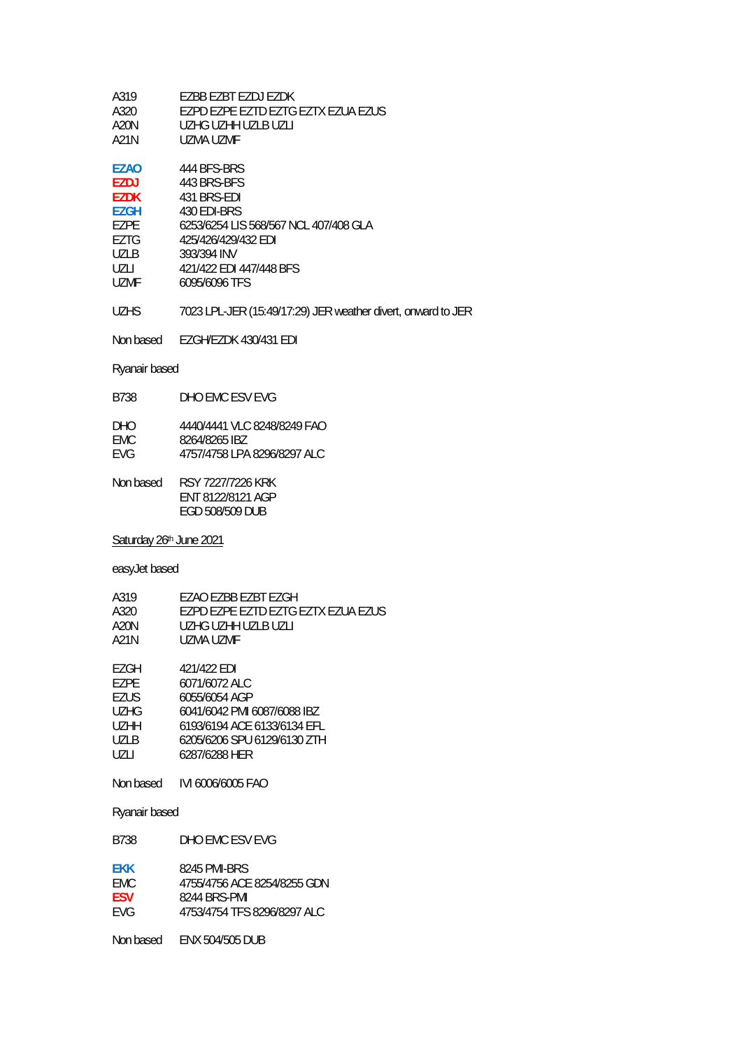A319 EZBB EZBT EZDJ EZDK
A320 EZPD EZPE EZTD EZTG EZTX EZUA EZUS
A20N UZHG UZHH UZLB UZLI
A21N UZMA UZMF

**EZAO** 444 BFS-BRS
**EZDJ** 443 BRS-BFS
**EZDK** 431 BRS-EDI
**EZGH** 430 EDI-BRS
EZPE 6253/6254 LIS 568/567 NCL 407/408 GLA
EZTG 425/426/429/432 EDI
UZLB 393/394 INV
UZLI 421/422 EDI 447/448 BFS
UZMF 6095/6096 TFS

UZHS 7023 LPL-JER (15:49/17:29) JER weather divert, onward to JER

Non based EZGH/EZDK 430/431 EDI

Ryanair based

B738 DHO EMC ESV EVG

DHO 4440/4441 VLC 8248/8249 FAO
EMC 8264/8265 IBZ
EVG 4757/4758 LPA 8296/8297 ALC

Non based RSY 7227/7226 KRK
ENT 8122/8121 AGP
EGD 508/509 DUB

Saturday 26th June 2021

easyJet based

A319 EZAO EZBB EZBT EZGH
A320 EZPD EZPE EZTD EZTG EZTX EZUA EZUS
A20N UZHG UZHH UZLB UZLI
A21N UZMA UZMF

EZGH 421/422 EDI
EZPE 6071/6072 ALC
EZUS 6055/6054 AGP
UZHG 6041/6042 PMI 6087/6088 IBZ
UZHH 6193/6194 ACE 6133/6134 EFL
UZLB 6205/6206 SPU 6129/6130 ZTH
UZLI 6287/6288 HER

Non based IVI 6006/6005 FAO

Ryanair based

B738 DHO EMC ESV EVG

**EKK** 8245 PMI-BRS
EMC 4755/4756 ACE 8254/8255 GDN
**ESV** 8244 BRS-PMI
EVG 4753/4754 TFS 8296/8297 ALC

Non based ENX 504/505 DUB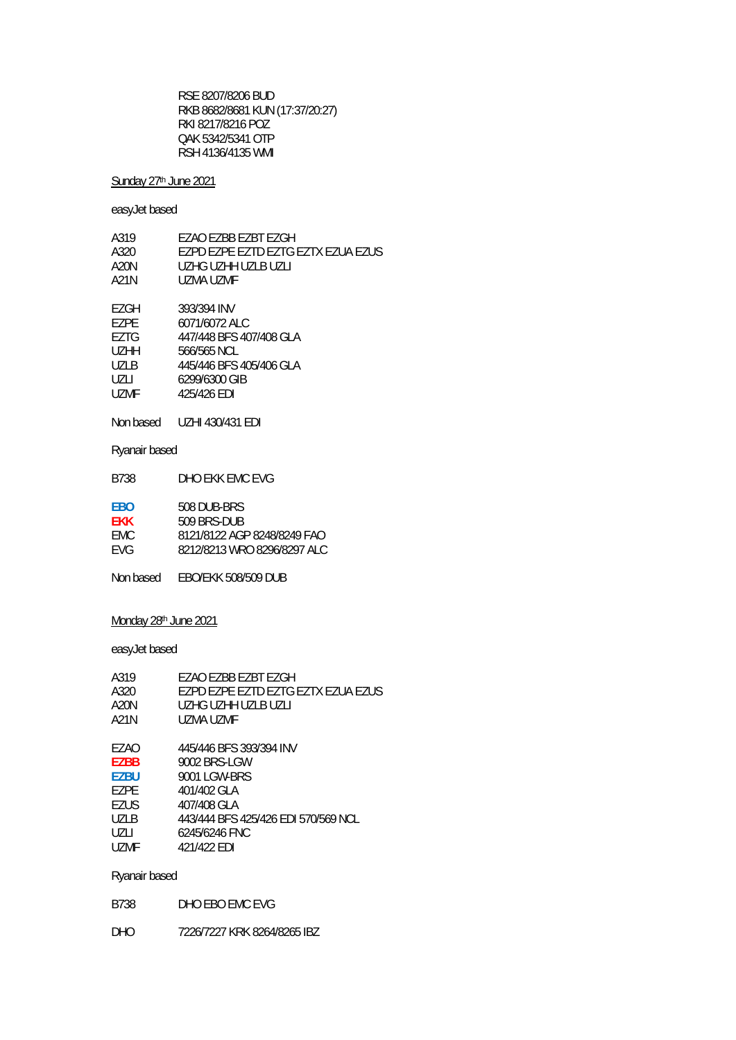RSE 8207/8206 BUD
RKB 8682/8681 KUN (17:37/20:27)
RKI 8217/8216 POZ
QAK 5342/5341 OTP
RSH 4136/4135 WMI

## Sunday 27th June 2021

easyJet based

| | |
|---|---|
| A319 | EZAO EZBB EZBT EZGH |
| A320 | EZPD EZPE EZTD EZTG EZTX EZUA EZUS |
| A20N | UZHG UZHH UZLB UZLI |
| A21N | UZMA UZMF |

| | |
|---|---|
| EZGH | 393/394 INV |
| EZPE | 6071/6072 ALC |
| EZTG | 447/448 BFS 407/408 GLA |
| UZHH | 566/565 NCL |
| UZLB | 445/446 BFS 405/406 GLA |
| UZLI | 6299/6300 GIB |
| UZMF | 425/426 EDI |

Non based UZHI 430/431 EDI

Ryanair based

| | |
|---|---|
| B738 | DHO EKK EMC EVG |

| | |
|---|---|
| EBO | 508 DUB-BRS |
| EKK | 509 BRS-DUB |
| EMC | 8121/8122 AGP 8248/8249 FAO |
| EVG | 8212/8213 WRO 8296/8297 ALC |

Non based EBO/EKK 508/509 DUB

## Monday 28th June 2021

easyJet based

| | |
|---|---|
| A319 | EZAO EZBB EZBT EZGH |
| A320 | EZPD EZPE EZTD EZTG EZTX EZUA EZUS |
| A20N | UZHG UZHH UZLB UZLI |
| A21N | UZMA UZMF |

| | |
|---|---|
| EZAO | 445/446 BFS 393/394 INV |
| EZBB | 9002 BRS-LGW |
| EZBU | 9001 LGW-BRS |
| EZPE | 401/402 GLA |
| EZUS | 407/408 GLA |
| UZLB | 443/444 BFS 425/426 EDI 570/569 NCL |
| UZLI | 6245/6246 FNC |
| UZMF | 421/422 EDI |

Ryanair based

| | |
|---|---|
| B738 | DHO EBO EMC EVG |

| | |
|---|---|
| DHO | 7226/7227 KRK 8264/8265 IBZ |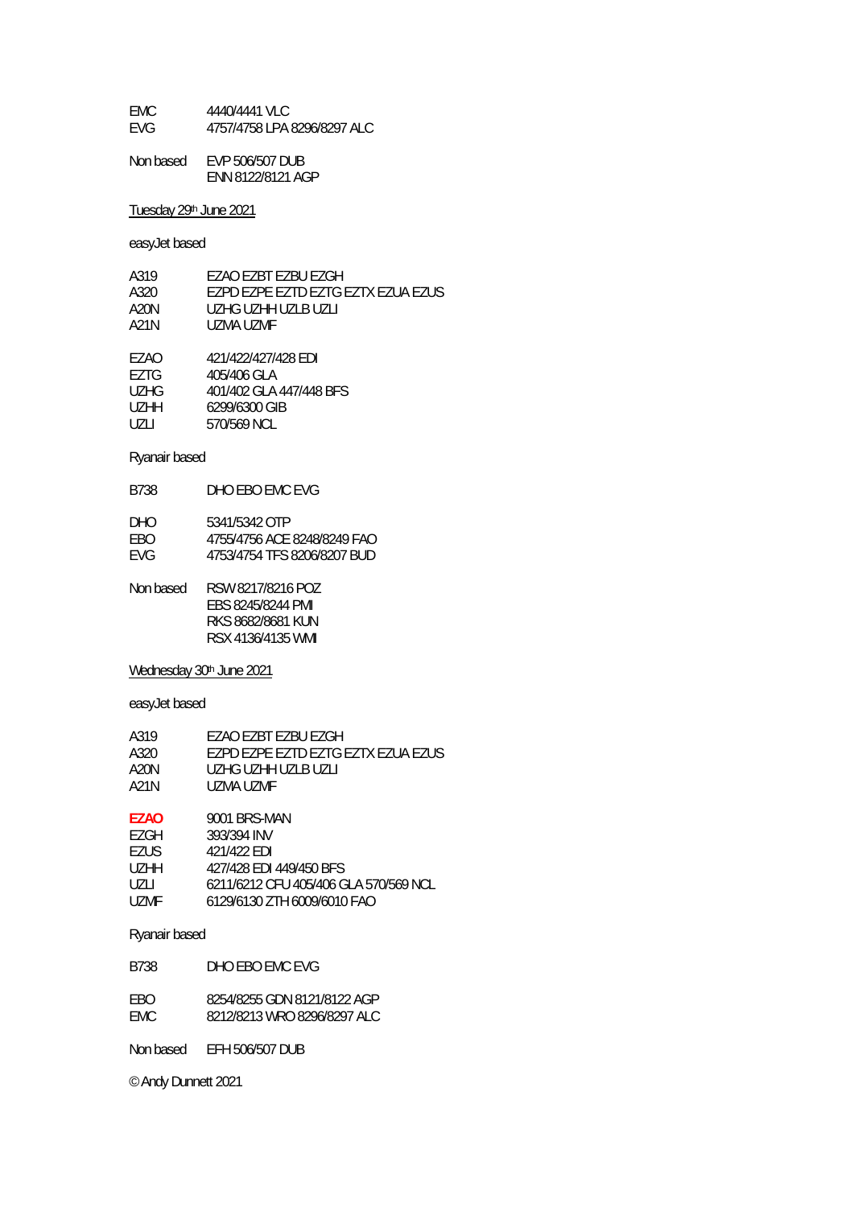EMC	4440/4441 VLC
EVG	4757/4758 LPA 8296/8297 ALC

Non based	EVP 506/507 DUB
ENN 8122/8121 AGP

Tuesday 29th June 2021

easyJet based

A319	EZAO EZBT EZBU EZGH
A320	EZPD EZPE EZTD EZTG EZTX EZUA EZUS
A20N	UZHG UZHH UZLB UZLI
A21N	UZMA UZMF

EZAO	421/422/427/428 EDI
EZTG	405/406 GLA
UZHG	401/402 GLA 447/448 BFS
UZHH	6299/6300 GIB
UZLI	570/569 NCL

Ryanair based

B738	DHO EBO EMC EVG

DHO	5341/5342 OTP
EBO	4755/4756 ACE 8248/8249 FAO
EVG	4753/4754 TFS 8206/8207 BUD

Non based	RSW 8217/8216 POZ
EBS 8245/8244 PMI
RKS 8682/8681 KUN
RSX 4136/4135 WMI

Wednesday 30th June 2021

easyJet based

A319	EZAO EZBT EZBU EZGH
A320	EZPD EZPE EZTD EZTG EZTX EZUA EZUS
A20N	UZHG UZHH UZLB UZLI
A21N	UZMA UZMF

**EZAO**	9001 BRS-MAN
EZGH	393/394 INV
EZUS	421/422 EDI
UZHH	427/428 EDI 449/450 BFS
UZLI	6211/6212 CFU 405/406 GLA 570/569 NCL
UZMF	6129/6130 ZTH 6009/6010 FAO

Ryanair based

B738	DHO EBO EMC EVG

EBO	8254/8255 GDN 8121/8122 AGP
EMC	8212/8213 WRO 8296/8297 ALC

Non based	EFH 506/507 DUB

© Andy Dunnett 2021